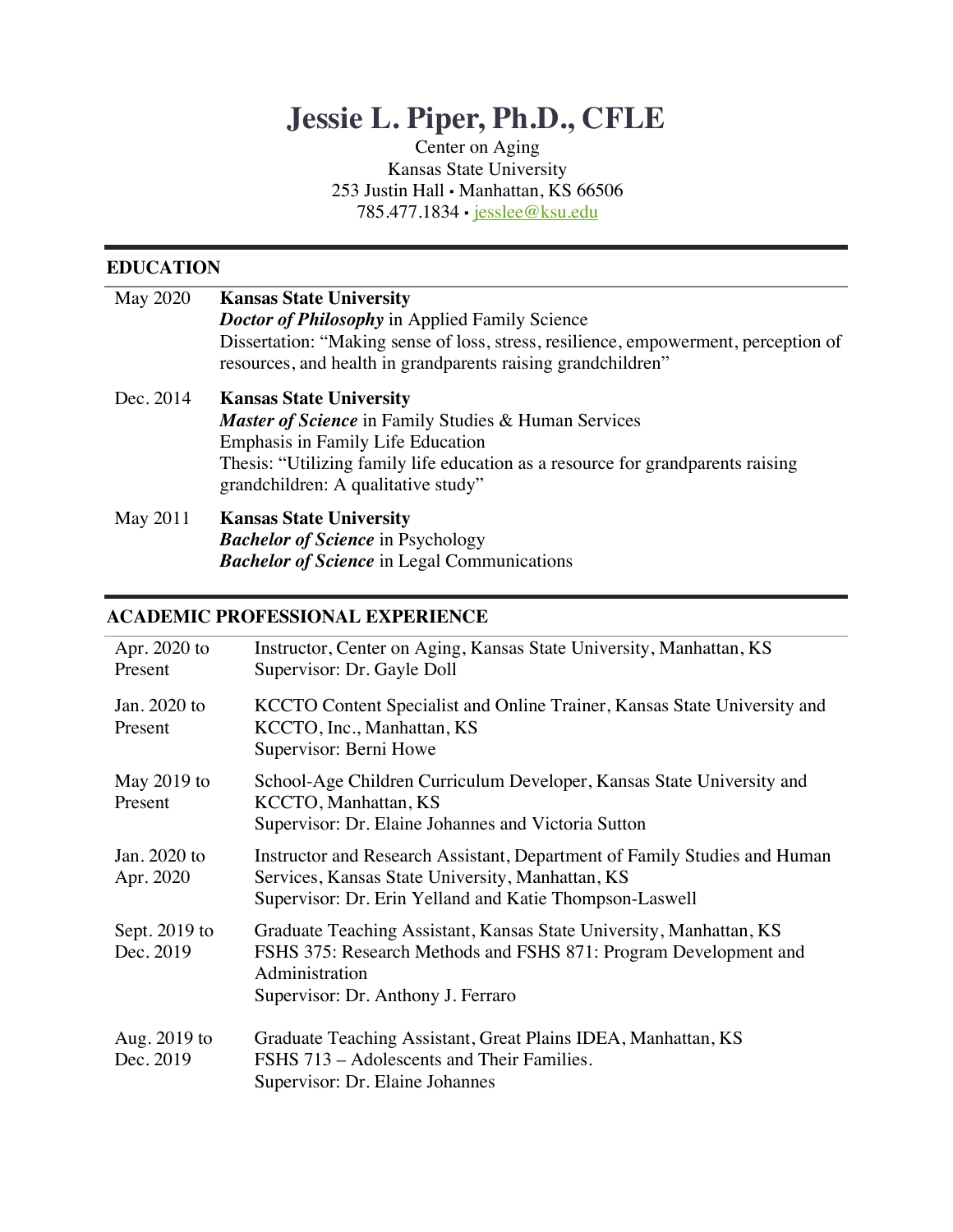# Jessie L. Piper, Ph.D., CFLE

Center on Aging
Kansas State University
253 Justin Hall ▪ Manhattan, KS 66506
785.477.1834 ▪ jesslee@ksu.edu

## EDUCATION

**May 2020** — **Kansas State University**
***Doctor of Philosophy*** in Applied Family Science
Dissertation: "Making sense of loss, stress, resilience, empowerment, perception of resources, and health in grandparents raising grandchildren"

**Dec. 2014** — **Kansas State University**
***Master of Science*** in Family Studies & Human Services
Emphasis in Family Life Education
Thesis: "Utilizing family life education as a resource for grandparents raising grandchildren: A qualitative study"

**May 2011** — **Kansas State University**
***Bachelor of Science*** in Psychology
***Bachelor of Science*** in Legal Communications

## ACADEMIC PROFESSIONAL EXPERIENCE

**Apr. 2020 to Present** — Instructor, Center on Aging, Kansas State University, Manhattan, KS
Supervisor: Dr. Gayle Doll

**Jan. 2020 to Present** — KCCTO Content Specialist and Online Trainer, Kansas State University and KCCTO, Inc., Manhattan, KS
Supervisor: Berni Howe

**May 2019 to Present** — School-Age Children Curriculum Developer, Kansas State University and KCCTO, Manhattan, KS
Supervisor: Dr. Elaine Johannes and Victoria Sutton

**Jan. 2020 to Apr. 2020** — Instructor and Research Assistant, Department of Family Studies and Human Services, Kansas State University, Manhattan, KS
Supervisor: Dr. Erin Yelland and Katie Thompson-Laswell

**Sept. 2019 to Dec. 2019** — Graduate Teaching Assistant, Kansas State University, Manhattan, KS
FSHS 375: Research Methods and FSHS 871: Program Development and Administration
Supervisor: Dr. Anthony J. Ferraro

**Aug. 2019 to Dec. 2019** — Graduate Teaching Assistant, Great Plains IDEA, Manhattan, KS
FSHS 713 – Adolescents and Their Families.
Supervisor: Dr. Elaine Johannes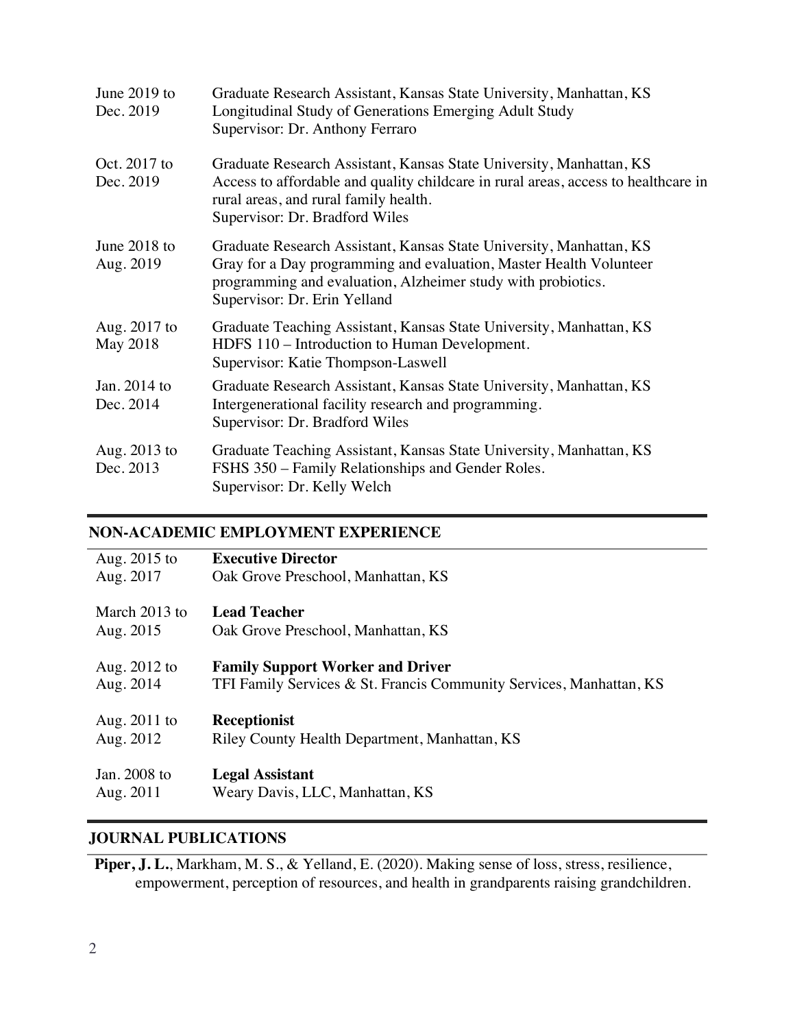June 2019 to Dec. 2019 — Graduate Research Assistant, Kansas State University, Manhattan, KS
Longitudinal Study of Generations Emerging Adult Study
Supervisor: Dr. Anthony Ferraro

Oct. 2017 to Dec. 2019 — Graduate Research Assistant, Kansas State University, Manhattan, KS
Access to affordable and quality childcare in rural areas, access to healthcare in rural areas, and rural family health.
Supervisor: Dr. Bradford Wiles

June 2018 to Aug. 2019 — Graduate Research Assistant, Kansas State University, Manhattan, KS
Gray for a Day programming and evaluation, Master Health Volunteer programming and evaluation, Alzheimer study with probiotics.
Supervisor: Dr. Erin Yelland

Aug. 2017 to May 2018 — Graduate Teaching Assistant, Kansas State University, Manhattan, KS
HDFS 110 – Introduction to Human Development.
Supervisor: Katie Thompson-Laswell

Jan. 2014 to Dec. 2014 — Graduate Research Assistant, Kansas State University, Manhattan, KS
Intergenerational facility research and programming.
Supervisor: Dr. Bradford Wiles

Aug. 2013 to Dec. 2013 — Graduate Teaching Assistant, Kansas State University, Manhattan, KS
FSHS 350 – Family Relationships and Gender Roles.
Supervisor: Dr. Kelly Welch

## NON-ACADEMIC EMPLOYMENT EXPERIENCE

Aug. 2015 to Aug. 2017 — **Executive Director**
Oak Grove Preschool, Manhattan, KS

March 2013 to Aug. 2015 — **Lead Teacher**
Oak Grove Preschool, Manhattan, KS

Aug. 2012 to Aug. 2014 — **Family Support Worker and Driver**
TFI Family Services & St. Francis Community Services, Manhattan, KS

Aug. 2011 to Aug. 2012 — **Receptionist**
Riley County Health Department, Manhattan, KS

Jan. 2008 to Aug. 2011 — **Legal Assistant**
Weary Davis, LLC, Manhattan, KS

## JOURNAL PUBLICATIONS

**Piper, J. L.**, Markham, M. S., & Yelland, E. (2020). Making sense of loss, stress, resilience, empowerment, perception of resources, and health in grandparents raising grandchildren.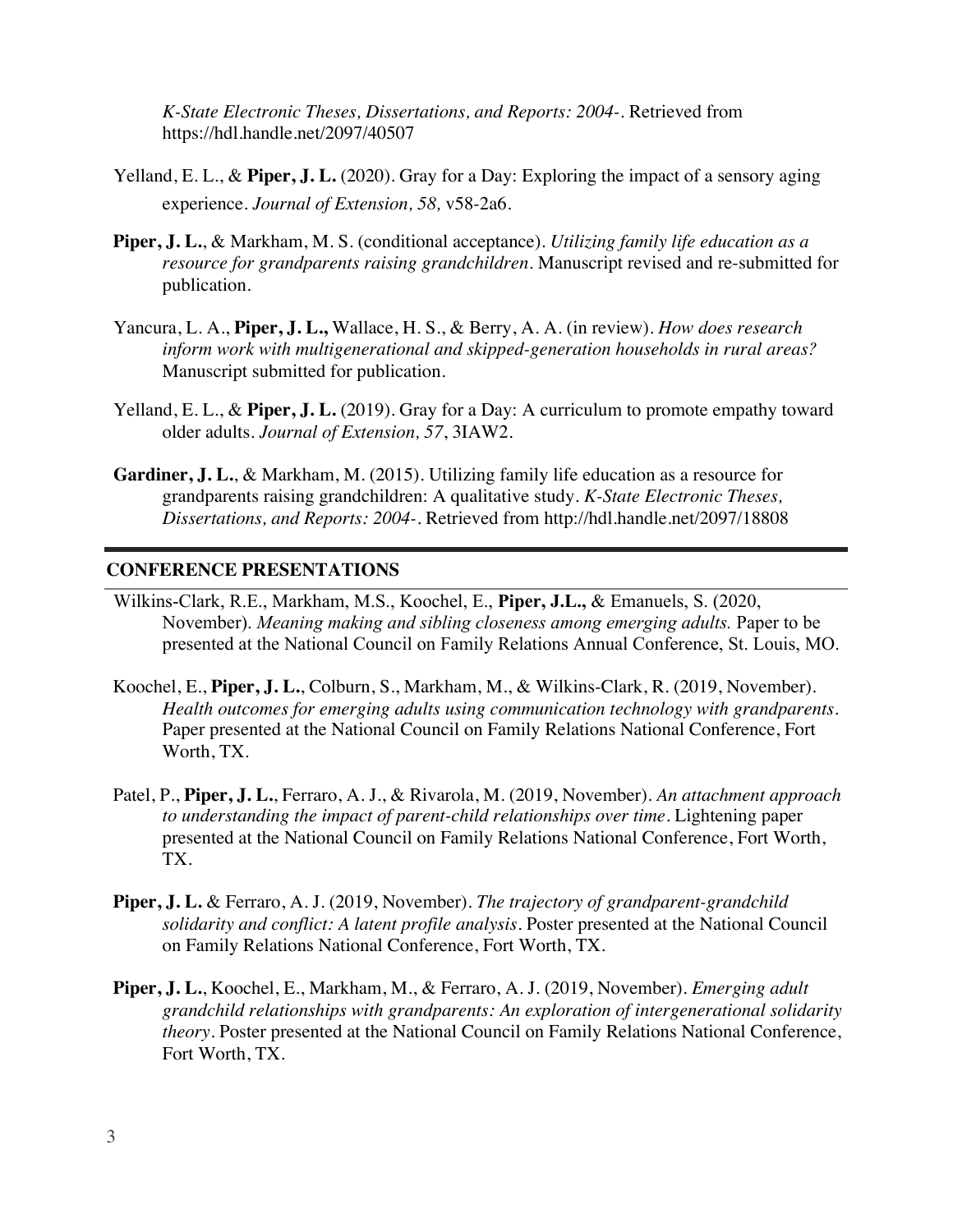*K-State Electronic Theses, Dissertations, and Reports: 2004-*. Retrieved from https://hdl.handle.net/2097/40507

Yelland, E. L., & **Piper, J. L.** (2020). Gray for a Day: Exploring the impact of a sensory aging experience. *Journal of Extension, 58,* v58-2a6.

**Piper, J. L.**, & Markham, M. S. (conditional acceptance). *Utilizing family life education as a resource for grandparents raising grandchildren*. Manuscript revised and re-submitted for publication.

Yancura, L. A., **Piper, J. L.,** Wallace, H. S., & Berry, A. A. (in review). *How does research inform work with multigenerational and skipped-generation households in rural areas?* Manuscript submitted for publication.

Yelland, E. L., & **Piper, J. L.** (2019). Gray for a Day: A curriculum to promote empathy toward older adults. *Journal of Extension, 57*, 3IAW2.

**Gardiner, J. L.**, & Markham, M. (2015). Utilizing family life education as a resource for grandparents raising grandchildren: A qualitative study. *K-State Electronic Theses, Dissertations, and Reports: 2004-*. Retrieved from http://hdl.handle.net/2097/18808

## CONFERENCE PRESENTATIONS

Wilkins-Clark, R.E., Markham, M.S., Koochel, E., **Piper, J.L.,** & Emanuels, S. (2020, November). *Meaning making and sibling closeness among emerging adults.* Paper to be presented at the National Council on Family Relations Annual Conference, St. Louis, MO.

Koochel, E., **Piper, J. L.**, Colburn, S., Markham, M., & Wilkins-Clark, R. (2019, November). *Health outcomes for emerging adults using communication technology with grandparents*. Paper presented at the National Council on Family Relations National Conference, Fort Worth, TX.

Patel, P., **Piper, J. L.**, Ferraro, A. J., & Rivarola, M. (2019, November). *An attachment approach to understanding the impact of parent-child relationships over time*. Lightening paper presented at the National Council on Family Relations National Conference, Fort Worth, TX.

**Piper, J. L.** & Ferraro, A. J. (2019, November). *The trajectory of grandparent-grandchild solidarity and conflict: A latent profile analysis*. Poster presented at the National Council on Family Relations National Conference, Fort Worth, TX.

**Piper, J. L.**, Koochel, E., Markham, M., & Ferraro, A. J. (2019, November). *Emerging adult grandchild relationships with grandparents: An exploration of intergenerational solidarity theory*. Poster presented at the National Council on Family Relations National Conference, Fort Worth, TX.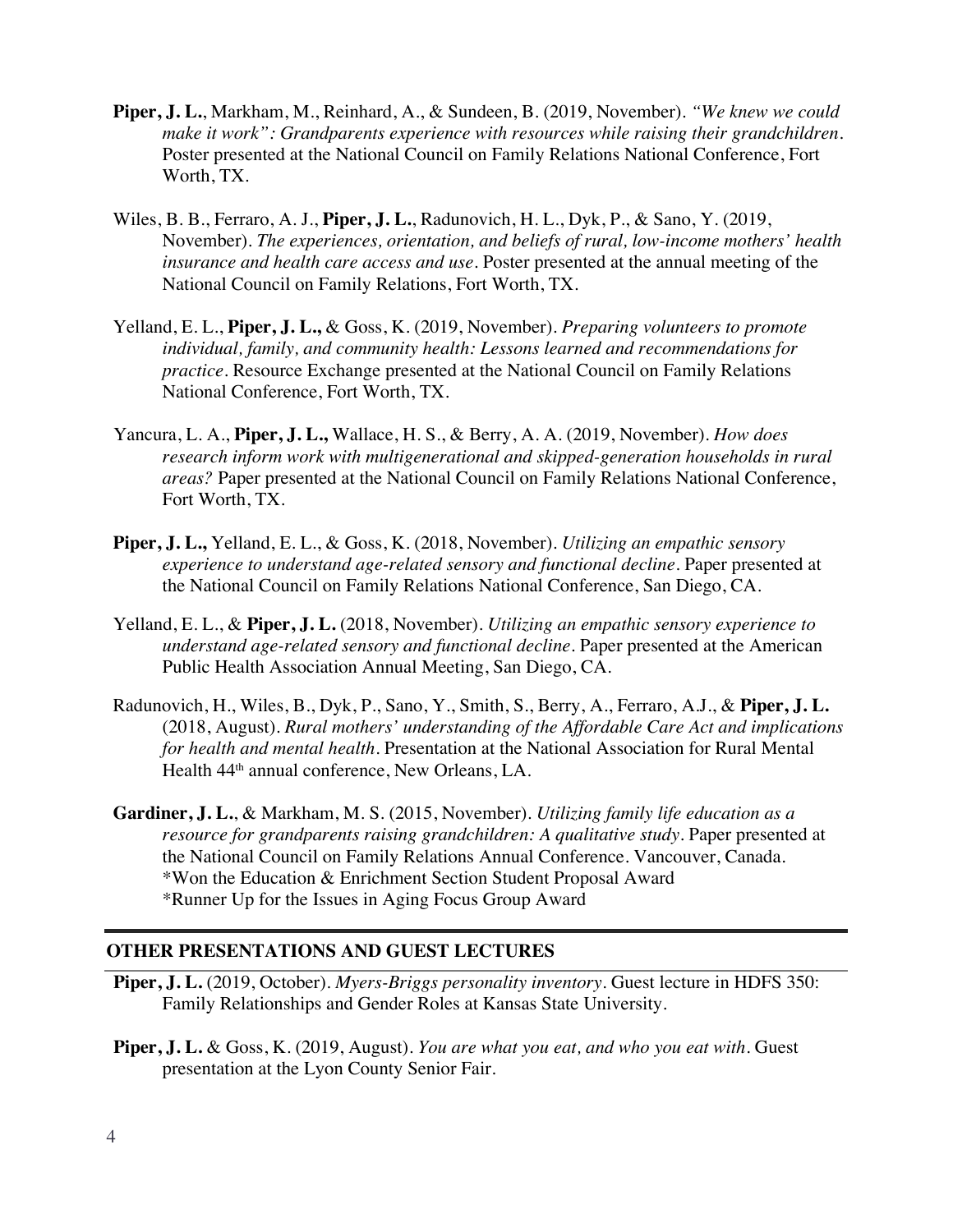**Piper, J. L.**, Markham, M., Reinhard, A., & Sundeen, B. (2019, November). *"We knew we could make it work": Grandparents experience with resources while raising their grandchildren.* Poster presented at the National Council on Family Relations National Conference, Fort Worth, TX.

Wiles, B. B., Ferraro, A. J., **Piper, J. L.**, Radunovich, H. L., Dyk, P., & Sano, Y. (2019, November). *The experiences, orientation, and beliefs of rural, low-income mothers' health insurance and health care access and use.* Poster presented at the annual meeting of the National Council on Family Relations, Fort Worth, TX.

Yelland, E. L., **Piper, J. L.,** & Goss, K. (2019, November). *Preparing volunteers to promote individual, family, and community health: Lessons learned and recommendations for practice.* Resource Exchange presented at the National Council on Family Relations National Conference, Fort Worth, TX.

Yancura, L. A., **Piper, J. L.,** Wallace, H. S., & Berry, A. A. (2019, November). *How does research inform work with multigenerational and skipped-generation households in rural areas?* Paper presented at the National Council on Family Relations National Conference, Fort Worth, TX.

**Piper, J. L.,** Yelland, E. L., & Goss, K. (2018, November). *Utilizing an empathic sensory experience to understand age-related sensory and functional decline.* Paper presented at the National Council on Family Relations National Conference, San Diego, CA.

Yelland, E. L., & **Piper, J. L.** (2018, November). *Utilizing an empathic sensory experience to understand age-related sensory and functional decline.* Paper presented at the American Public Health Association Annual Meeting, San Diego, CA.

Radunovich, H., Wiles, B., Dyk, P., Sano, Y., Smith, S., Berry, A., Ferraro, A.J., & **Piper, J. L.** (2018, August). *Rural mothers' understanding of the Affordable Care Act and implications for health and mental health.* Presentation at the National Association for Rural Mental Health 44th annual conference, New Orleans, LA.

**Gardiner, J. L.**, & Markham, M. S. (2015, November). *Utilizing family life education as a resource for grandparents raising grandchildren: A qualitative study.* Paper presented at the National Council on Family Relations Annual Conference. Vancouver, Canada.
*Won the Education & Enrichment Section Student Proposal Award
*Runner Up for the Issues in Aging Focus Group Award

## OTHER PRESENTATIONS AND GUEST LECTURES

**Piper, J. L.** (2019, October). *Myers-Briggs personality inventory.* Guest lecture in HDFS 350: Family Relationships and Gender Roles at Kansas State University.

**Piper, J. L.** & Goss, K. (2019, August). *You are what you eat, and who you eat with.* Guest presentation at the Lyon County Senior Fair.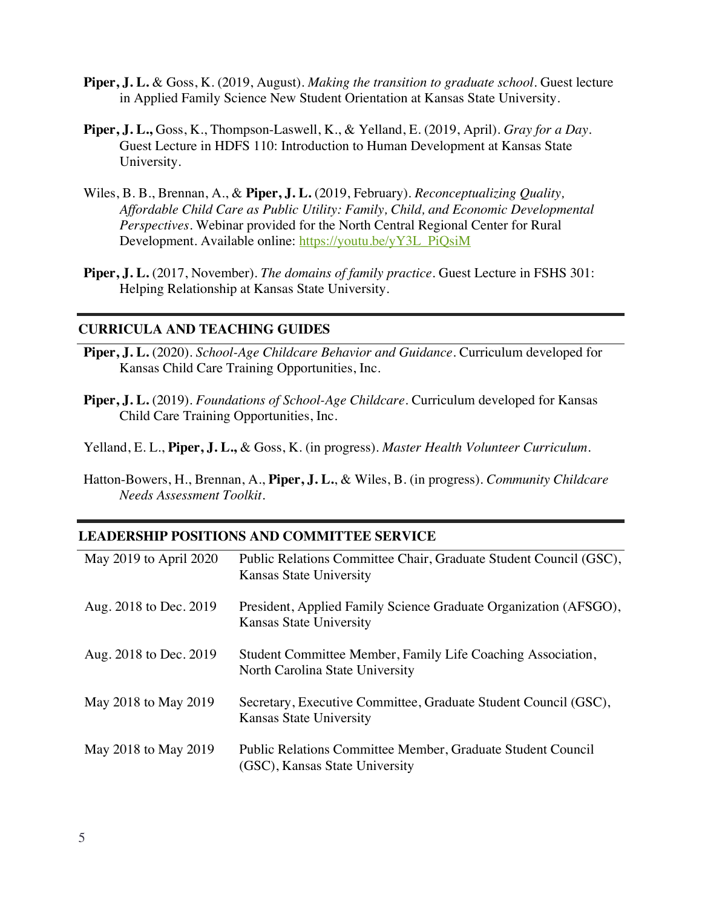**Piper, J. L.** & Goss, K. (2019, August). *Making the transition to graduate school*. Guest lecture in Applied Family Science New Student Orientation at Kansas State University.

**Piper, J. L.,** Goss, K., Thompson-Laswell, K., & Yelland, E. (2019, April). *Gray for a Day*. Guest Lecture in HDFS 110: Introduction to Human Development at Kansas State University.

Wiles, B. B., Brennan, A., & **Piper, J. L.** (2019, February). *Reconceptualizing Quality, Affordable Child Care as Public Utility: Family, Child, and Economic Developmental Perspectives*. Webinar provided for the North Central Regional Center for Rural Development. Available online: https://youtu.be/yY3L_PiQsiM

**Piper, J. L.** (2017, November). *The domains of family practice*. Guest Lecture in FSHS 301: Helping Relationship at Kansas State University.

## CURRICULA AND TEACHING GUIDES

**Piper, J. L.** (2020). *School-Age Childcare Behavior and Guidance*. Curriculum developed for Kansas Child Care Training Opportunities, Inc.

**Piper, J. L.** (2019). *Foundations of School-Age Childcare*. Curriculum developed for Kansas Child Care Training Opportunities, Inc.

Yelland, E. L., **Piper, J. L.,** & Goss, K. (in progress). *Master Health Volunteer Curriculum*.

Hatton-Bowers, H., Brennan, A., **Piper, J. L.**, & Wiles, B. (in progress). *Community Childcare Needs Assessment Toolkit*.

## LEADERSHIP POSITIONS AND COMMITTEE SERVICE

| | |
|---|---|
| May 2019 to April 2020 | Public Relations Committee Chair, Graduate Student Council (GSC), Kansas State University |
| Aug. 2018 to Dec. 2019 | President, Applied Family Science Graduate Organization (AFSGO), Kansas State University |
| Aug. 2018 to Dec. 2019 | Student Committee Member, Family Life Coaching Association, North Carolina State University |
| May 2018 to May 2019 | Secretary, Executive Committee, Graduate Student Council (GSC), Kansas State University |
| May 2018 to May 2019 | Public Relations Committee Member, Graduate Student Council (GSC), Kansas State University |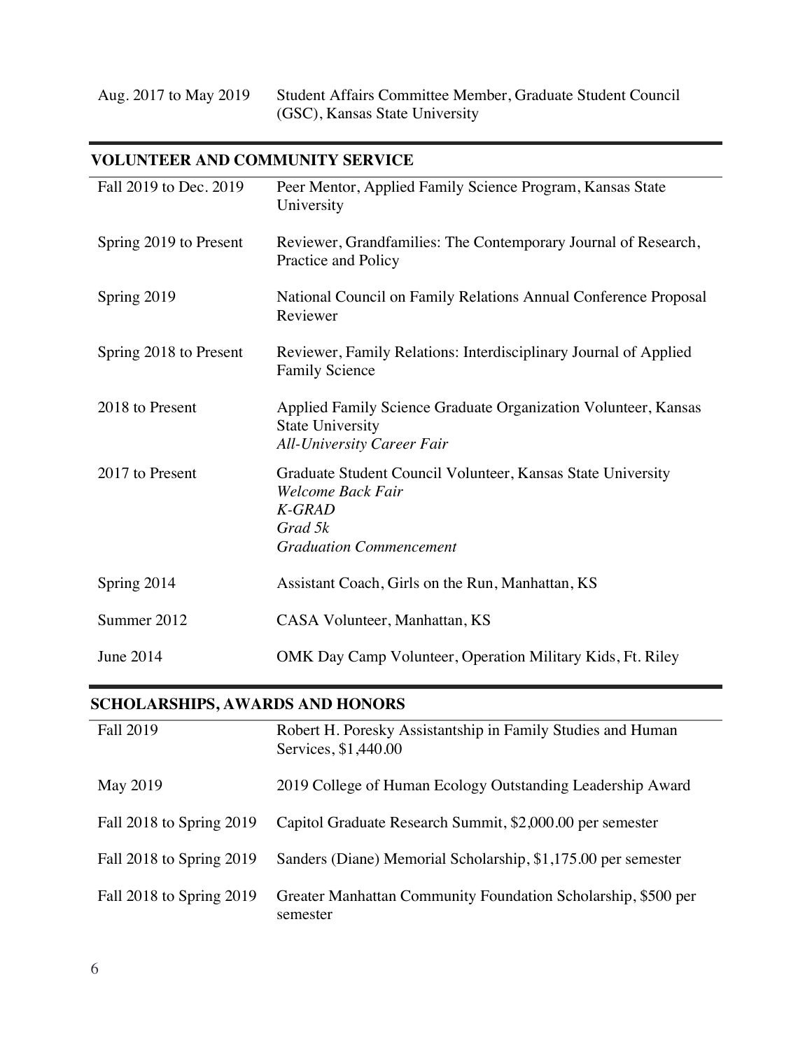| | |
|---|---|
| Aug. 2017 to May 2019 | Student Affairs Committee Member, Graduate Student Council (GSC), Kansas State University |

## VOLUNTEER AND COMMUNITY SERVICE

| | |
|---|---|
| Fall 2019 to Dec. 2019 | Peer Mentor, Applied Family Science Program, Kansas State University |
| Spring 2019 to Present | Reviewer, Grandfamilies: The Contemporary Journal of Research, Practice and Policy |
| Spring 2019 | National Council on Family Relations Annual Conference Proposal Reviewer |
| Spring 2018 to Present | Reviewer, Family Relations: Interdisciplinary Journal of Applied Family Science |
| 2018 to Present | Applied Family Science Graduate Organization Volunteer, Kansas State University<br>*All-University Career Fair* |
| 2017 to Present | Graduate Student Council Volunteer, Kansas State University<br>*Welcome Back Fair*<br>*K-GRAD*<br>*Grad 5k*<br>*Graduation Commencement* |
| Spring 2014 | Assistant Coach, Girls on the Run, Manhattan, KS |
| Summer 2012 | CASA Volunteer, Manhattan, KS |
| June 2014 | OMK Day Camp Volunteer, Operation Military Kids, Ft. Riley |

## SCHOLARSHIPS, AWARDS AND HONORS

| | |
|---|---|
| Fall 2019 | Robert H. Poresky Assistantship in Family Studies and Human Services, $1,440.00 |
| May 2019 | 2019 College of Human Ecology Outstanding Leadership Award |
| Fall 2018 to Spring 2019 | Capitol Graduate Research Summit, $2,000.00 per semester |
| Fall 2018 to Spring 2019 | Sanders (Diane) Memorial Scholarship, $1,175.00 per semester |
| Fall 2018 to Spring 2019 | Greater Manhattan Community Foundation Scholarship, $500 per semester |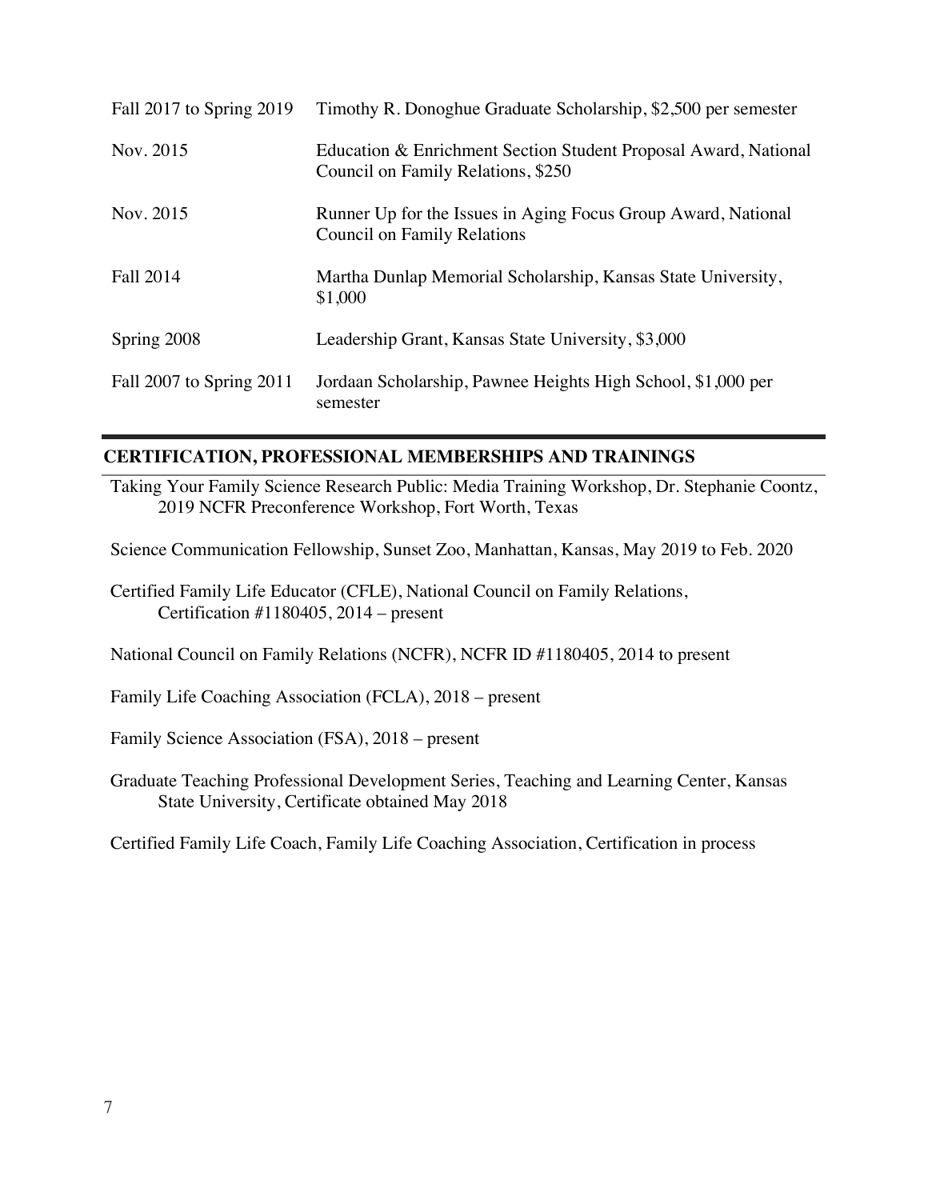| | |
|---|---|
| Fall 2017 to Spring 2019 | Timothy R. Donoghue Graduate Scholarship, $2,500 per semester |
| Nov. 2015 | Education & Enrichment Section Student Proposal Award, National Council on Family Relations, $250 |
| Nov. 2015 | Runner Up for the Issues in Aging Focus Group Award, National Council on Family Relations |
| Fall 2014 | Martha Dunlap Memorial Scholarship, Kansas State University, $1,000 |
| Spring 2008 | Leadership Grant, Kansas State University, $3,000 |
| Fall 2007 to Spring 2011 | Jordaan Scholarship, Pawnee Heights High School, $1,000 per semester |

## CERTIFICATION, PROFESSIONAL MEMBERSHIPS AND TRAININGS

Taking Your Family Science Research Public: Media Training Workshop, Dr. Stephanie Coontz, 2019 NCFR Preconference Workshop, Fort Worth, Texas

Science Communication Fellowship, Sunset Zoo, Manhattan, Kansas, May 2019 to Feb. 2020

Certified Family Life Educator (CFLE), National Council on Family Relations, Certification #1180405, 2014 – present

National Council on Family Relations (NCFR), NCFR ID #1180405, 2014 to present

Family Life Coaching Association (FCLA), 2018 – present

Family Science Association (FSA), 2018 – present

Graduate Teaching Professional Development Series, Teaching and Learning Center, Kansas State University, Certificate obtained May 2018

Certified Family Life Coach, Family Life Coaching Association, Certification in process